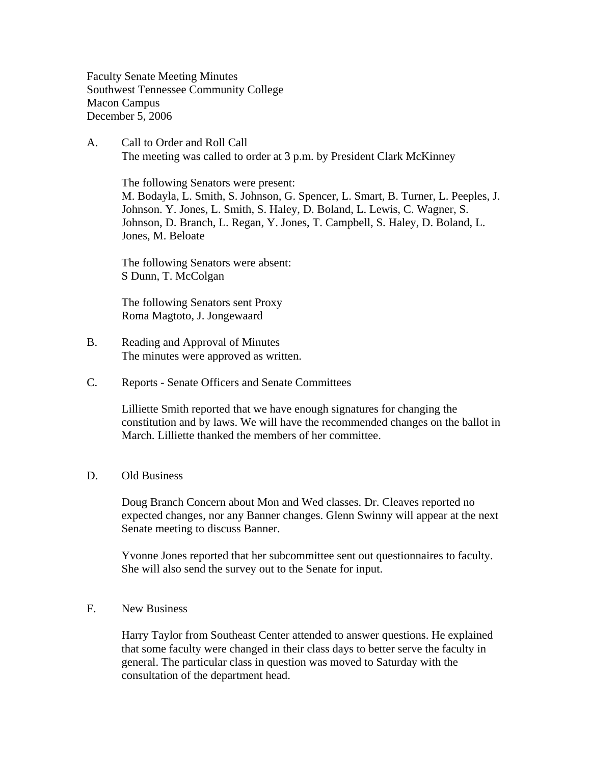Faculty Senate Meeting Minutes
Southwest Tennessee Community College
Macon Campus
December 5, 2006

A. Call to Order and Roll Call
The meeting was called to order at 3 p.m. by President Clark McKinney

The following Senators were present:
M. Bodayla, L. Smith, S. Johnson, G. Spencer, L. Smart, B. Turner, L. Peeples, J. Johnson. Y. Jones, L. Smith, S. Haley, D. Boland, L. Lewis, C. Wagner, S. Johnson, D. Branch, L. Regan, Y. Jones, T. Campbell, S. Haley, D. Boland, L. Jones, M. Beloate

The following Senators were absent:
S Dunn, T. McColgan

The following Senators sent Proxy
Roma Magtoto, J. Jongewaard

B. Reading and Approval of Minutes
The minutes were approved as written.

C. Reports - Senate Officers and Senate Committees

Lilliette Smith reported that we have enough signatures for changing the constitution and by laws. We will have the recommended changes on the ballot in March. Lilliette thanked the members of her committee.

D. Old Business

Doug Branch Concern about Mon and Wed classes. Dr. Cleaves reported no expected changes, nor any Banner changes. Glenn Swinny will appear at the next Senate meeting to discuss Banner.

Yvonne Jones reported that her subcommittee sent out questionnaires to faculty. She will also send the survey out to the Senate for input.

F. New Business

Harry Taylor from Southeast Center attended to answer questions. He explained that some faculty were changed in their class days to better serve the faculty in general. The particular class in question was moved to Saturday with the consultation of the department head.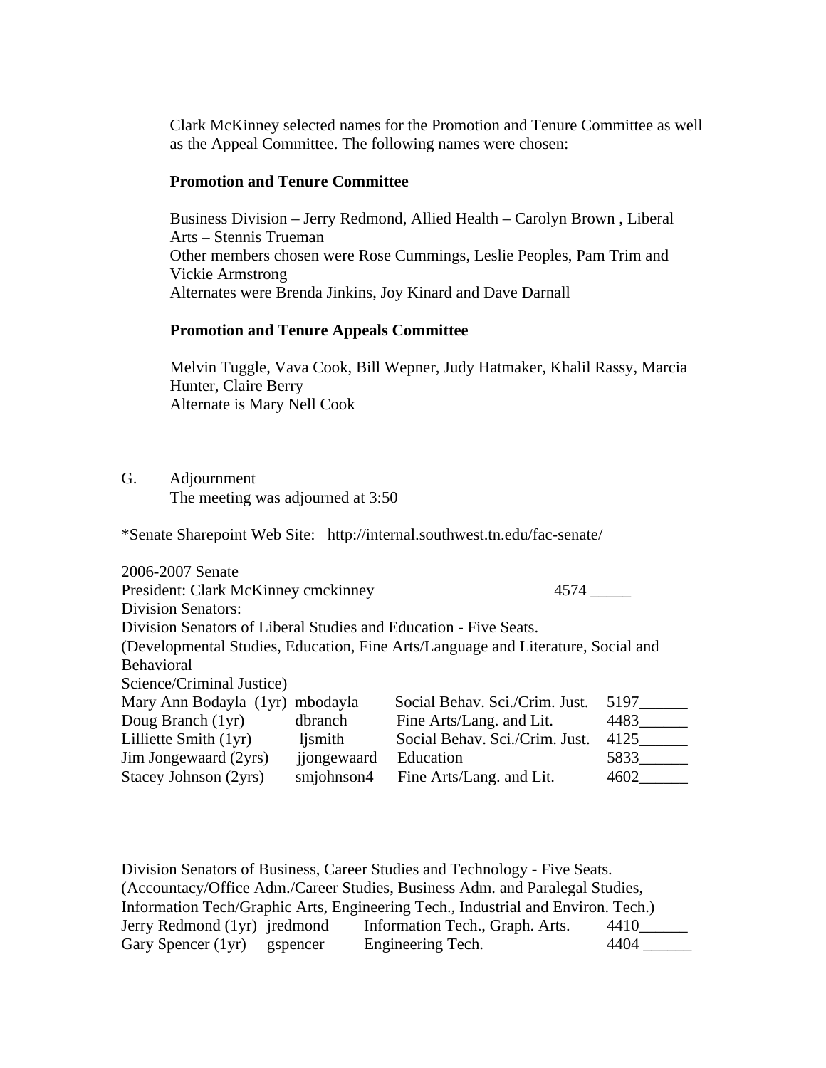Clark McKinney selected names for the Promotion and Tenure Committee as well as the Appeal Committee. The following names were chosen:

**Promotion and Tenure Committee**

Business Division – Jerry Redmond, Allied Health – Carolyn Brown , Liberal Arts – Stennis Trueman
Other members chosen were Rose Cummings, Leslie Peoples, Pam Trim and Vickie Armstrong
Alternates were Brenda Jinkins, Joy Kinard and Dave Darnall

**Promotion and Tenure Appeals Committee**

Melvin Tuggle, Vava Cook, Bill Wepner, Judy Hatmaker, Khalil Rassy, Marcia Hunter, Claire Berry
Alternate is Mary Nell Cook

G. Adjournment
The meeting was adjourned at 3:50

*Senate Sharepoint Web Site: http://internal.southwest.tn.edu/fac-senate/

2006-2007 Senate
President: Clark McKinney cmckinney 4574 _____
Division Senators:
Division Senators of Liberal Studies and Education - Five Seats.
(Developmental Studies, Education, Fine Arts/Language and Literature, Social and Behavioral
Science/Criminal Justice)

| | | | |
|---|---|---|---|
| Mary Ann Bodayla (1yr) | mbodayla | Social Behav. Sci./Crim. Just. | 5197______ |
| Doug Branch (1yr) | dbranch | Fine Arts/Lang. and Lit. | 4483______ |
| Lilliette Smith (1yr) | ljsmith | Social Behav. Sci./Crim. Just. | 4125______ |
| Jim Jongewaard (2yrs) | jjongewaard | Education | 5833______ |
| Stacey Johnson (2yrs) | smjohnson4 | Fine Arts/Lang. and Lit. | 4602______ |

Division Senators of Business, Career Studies and Technology - Five Seats.
(Accountacy/Office Adm./Career Studies, Business Adm. and Paralegal Studies, Information Tech/Graphic Arts, Engineering Tech., Industrial and Environ. Tech.)

| | | | |
|---|---|---|---|
| Jerry Redmond (1yr) | jredmond | Information Tech., Graph. Arts. | 4410______ |
| Gary Spencer (1yr) | gspencer | Engineering Tech. | 4404 ______ |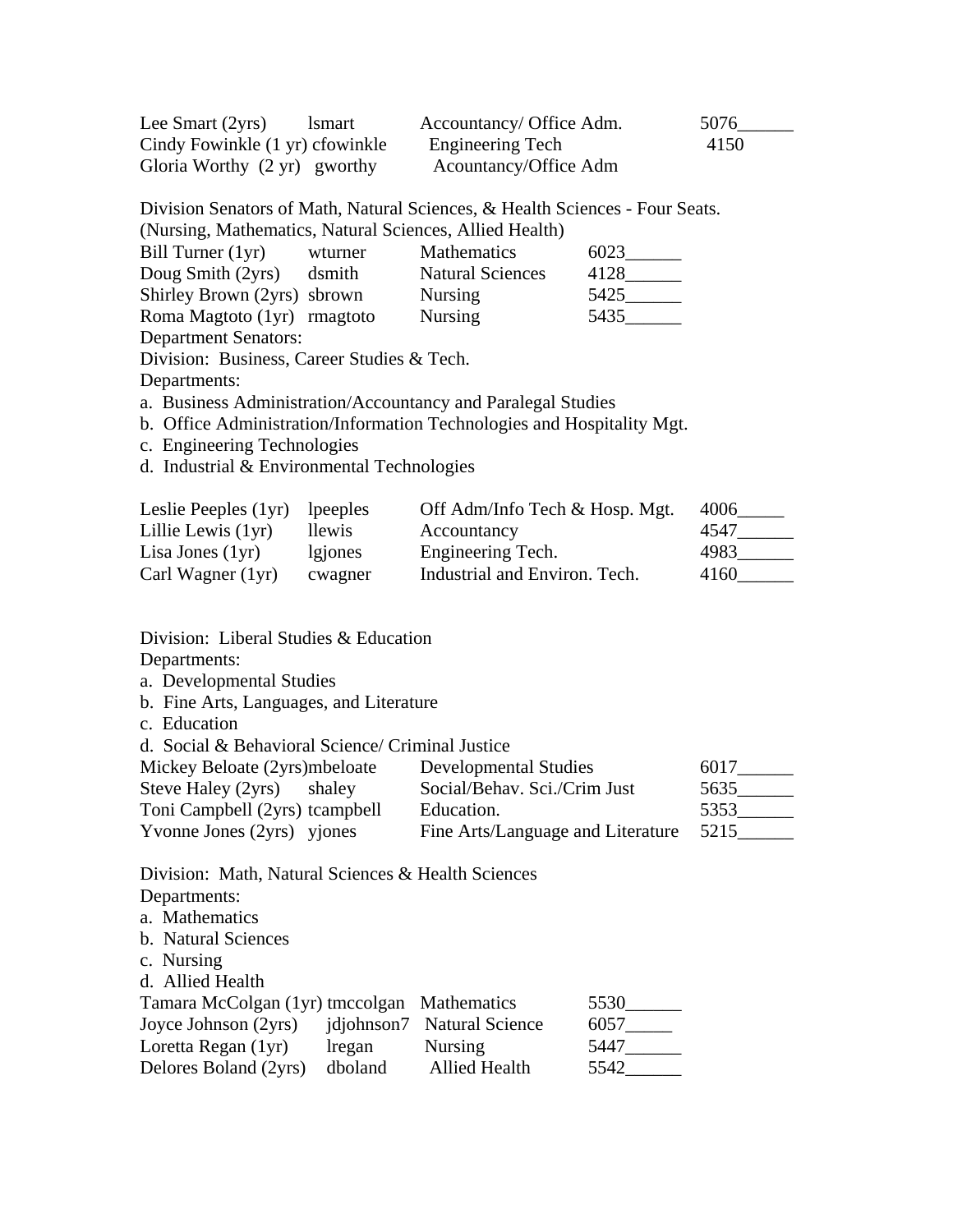| | | | |
|---|---|---|---|
| Lee Smart (2yrs) | lsmart | Accountancy/ Office Adm. | 5076______ |
| Cindy Fowinkle (1 yr) | cfowinkle | Engineering Tech | 4150 |
| Gloria Worthy (2 yr) | gworthy | Acountancy/Office Adm | |

Division Senators of Math, Natural Sciences, & Health Sciences - Four Seats.
(Nursing, Mathematics, Natural Sciences, Allied Health)

| | | | |
|---|---|---|---|
| Bill Turner (1yr) | wturner | Mathematics | 6023______ |
| Doug Smith (2yrs) | dsmith | Natural Sciences | 4128______ |
| Shirley Brown (2yrs) | sbrown | Nursing | 5425______ |
| Roma Magtoto (1yr) | rmagtoto | Nursing | 5435______ |

Department Senators:

Division: Business, Career Studies & Tech.

Departments:

a. Business Administration/Accountancy and Paralegal Studies
b. Office Administration/Information Technologies and Hospitality Mgt.
c. Engineering Technologies
d. Industrial & Environmental Technologies

| | | | |
|---|---|---|---|
| Leslie Peeples (1yr) | lpeeples | Off Adm/Info Tech & Hosp. Mgt. | 4006_____ |
| Lillie Lewis (1yr) | llewis | Accountancy | 4547______ |
| Lisa Jones (1yr) | lgjones | Engineering Tech. | 4983______ |
| Carl Wagner (1yr) | cwagner | Industrial and Environ. Tech. | 4160______ |

Division: Liberal Studies & Education

Departments:

a. Developmental Studies
b. Fine Arts, Languages, and Literature
c. Education
d. Social & Behavioral Science/ Criminal Justice

| | | | |
|---|---|---|---|
| Mickey Beloate (2yrs) | mbeloate | Developmental Studies | 6017______ |
| Steve Haley (2yrs) | shaley | Social/Behav. Sci./Crim Just | 5635______ |
| Toni Campbell (2yrs) | tcampbell | Education. | 5353______ |
| Yvonne Jones (2yrs) | yjones | Fine Arts/Language and Literature | 5215______ |

Division: Math, Natural Sciences & Health Sciences

Departments:

a. Mathematics
b. Natural Sciences
c. Nursing
d. Allied Health

| | | | |
|---|---|---|---|
| Tamara McColgan (1yr) | tmccolgan | Mathematics | 5530______ |
| Joyce Johnson (2yrs) | jdjohnson7 | Natural Science | 6057_____ |
| Loretta Regan (1yr) | lregan | Nursing | 5447______ |
| Delores Boland (2yrs) | dboland | Allied Health | 5542______ |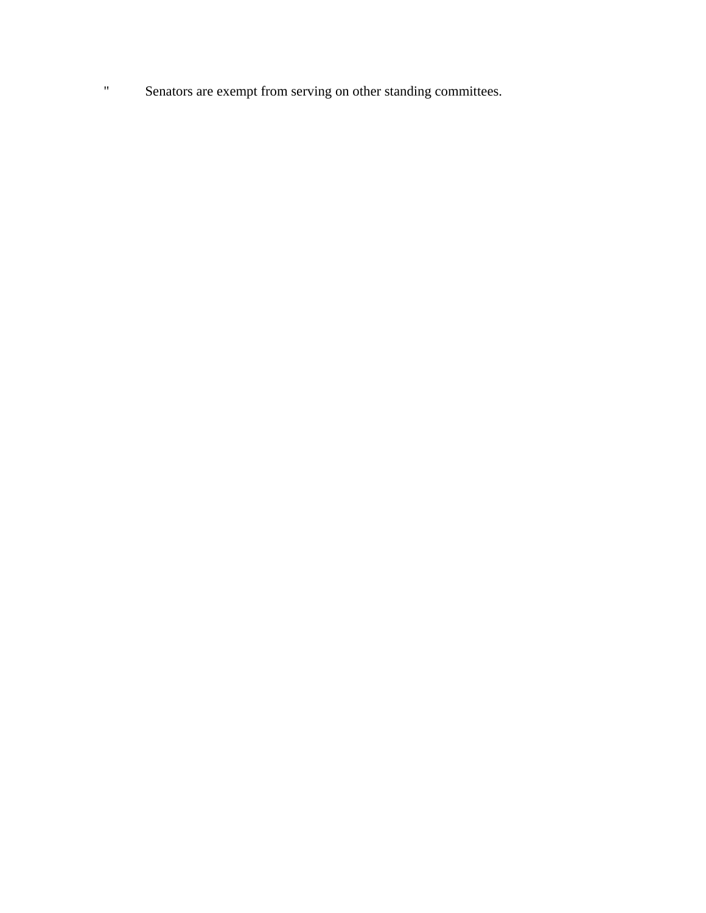- Senators are exempt from serving on other standing committees.